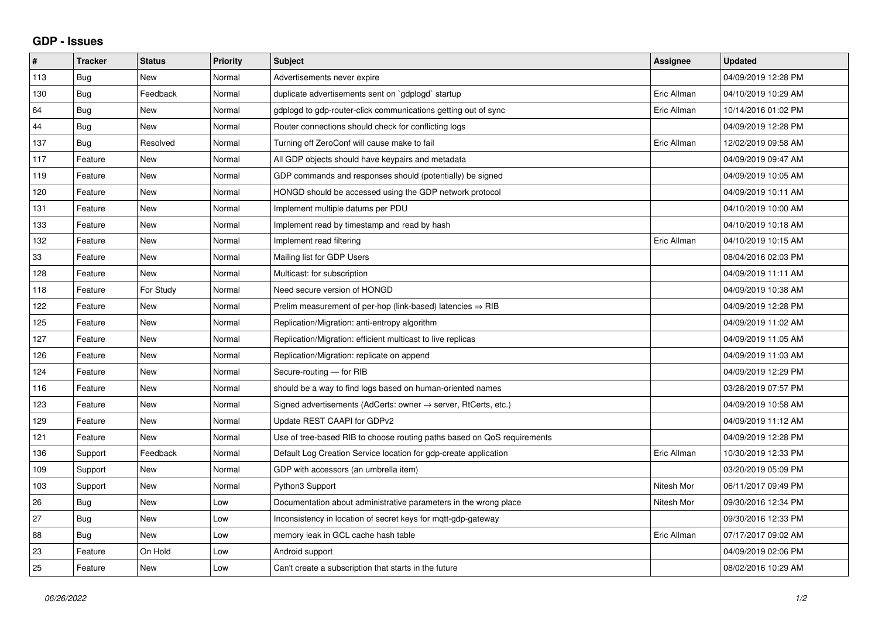## GDP - Issues

| # | Tracker | Status | Priority | Subject | Assignee | Updated |
|---|---|---|---|---|---|---|
| 113 | Bug | New | Normal | Advertisements never expire | | 04/09/2019 12:28 PM |
| 130 | Bug | Feedback | Normal | duplicate advertisements sent on `gdplogd` startup | Eric Allman | 04/10/2019 10:29 AM |
| 64 | Bug | New | Normal | gdplogd to gdp-router-click communications getting out of sync | Eric Allman | 10/14/2016 01:02 PM |
| 44 | Bug | New | Normal | Router connections should check for conflicting logs | | 04/09/2019 12:28 PM |
| 137 | Bug | Resolved | Normal | Turning off ZeroConf will cause make to fail | Eric Allman | 12/02/2019 09:58 AM |
| 117 | Feature | New | Normal | All GDP objects should have keypairs and metadata | | 04/09/2019 09:47 AM |
| 119 | Feature | New | Normal | GDP commands and responses should (potentially) be signed | | 04/09/2019 10:05 AM |
| 120 | Feature | New | Normal | HONGD should be accessed using the GDP network protocol | | 04/09/2019 10:11 AM |
| 131 | Feature | New | Normal | Implement multiple datums per PDU | | 04/10/2019 10:00 AM |
| 133 | Feature | New | Normal | Implement read by timestamp and read by hash | | 04/10/2019 10:18 AM |
| 132 | Feature | New | Normal | Implement read filtering | Eric Allman | 04/10/2019 10:15 AM |
| 33 | Feature | New | Normal | Mailing list for GDP Users | | 08/04/2016 02:03 PM |
| 128 | Feature | New | Normal | Multicast: for subscription | | 04/09/2019 11:11 AM |
| 118 | Feature | For Study | Normal | Need secure version of HONGD | | 04/09/2019 10:38 AM |
| 122 | Feature | New | Normal | Prelim measurement of per-hop (link-based) latencies ⇒ RIB | | 04/09/2019 12:28 PM |
| 125 | Feature | New | Normal | Replication/Migration: anti-entropy algorithm | | 04/09/2019 11:02 AM |
| 127 | Feature | New | Normal | Replication/Migration: efficient multicast to live replicas | | 04/09/2019 11:05 AM |
| 126 | Feature | New | Normal | Replication/Migration: replicate on append | | 04/09/2019 11:03 AM |
| 124 | Feature | New | Normal | Secure-routing — for RIB | | 04/09/2019 12:29 PM |
| 116 | Feature | New | Normal | should be a way to find logs based on human-oriented names | | 03/28/2019 07:57 PM |
| 123 | Feature | New | Normal | Signed advertisements (AdCerts: owner → server, RtCerts, etc.) | | 04/09/2019 10:58 AM |
| 129 | Feature | New | Normal | Update REST CAAPI for GDPv2 | | 04/09/2019 11:12 AM |
| 121 | Feature | New | Normal | Use of tree-based RIB to choose routing paths based on QoS requirements | | 04/09/2019 12:28 PM |
| 136 | Support | Feedback | Normal | Default Log Creation Service location for gdp-create application | Eric Allman | 10/30/2019 12:33 PM |
| 109 | Support | New | Normal | GDP with accessors (an umbrella item) | | 03/20/2019 05:09 PM |
| 103 | Support | New | Normal | Python3 Support | Nitesh Mor | 06/11/2017 09:49 PM |
| 26 | Bug | New | Low | Documentation about administrative parameters in the wrong place | Nitesh Mor | 09/30/2016 12:34 PM |
| 27 | Bug | New | Low | Inconsistency in location of secret keys for mqtt-gdp-gateway | | 09/30/2016 12:33 PM |
| 88 | Bug | New | Low | memory leak in GCL cache hash table | Eric Allman | 07/17/2017 09:02 AM |
| 23 | Feature | On Hold | Low | Android support | | 04/09/2019 02:06 PM |
| 25 | Feature | New | Low | Can't create a subscription that starts in the future | | 08/02/2016 10:29 AM |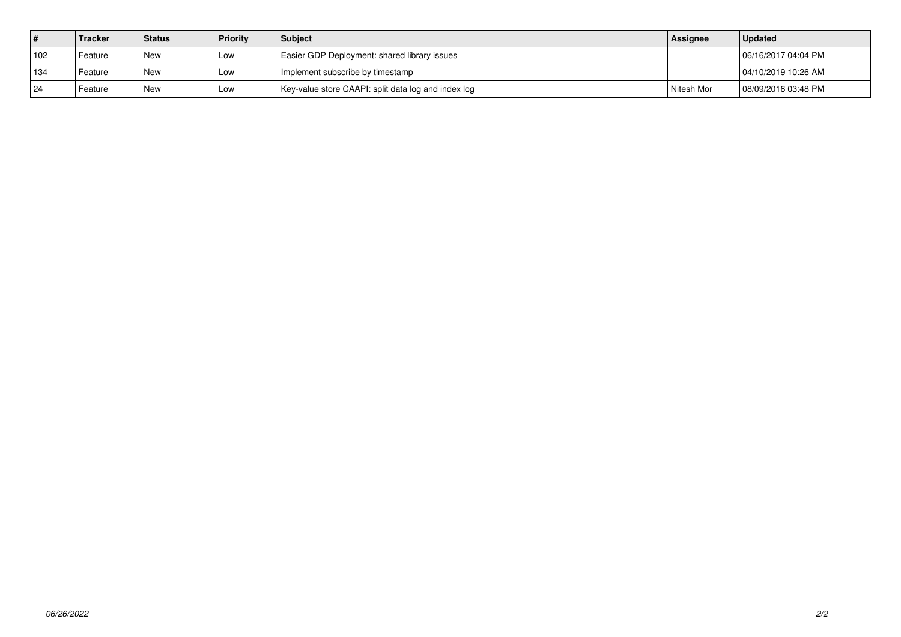| # | Tracker | Status | Priority | Subject | Assignee | Updated |
|---|---|---|---|---|---|---|
| 102 | Feature | New | Low | Easier GDP Deployment: shared library issues | | 06/16/2017 04:04 PM |
| 134 | Feature | New | Low | Implement subscribe by timestamp | | 04/10/2019 10:26 AM |
| 24 | Feature | New | Low | Key-value store CAAPI: split data log and index log | Nitesh Mor | 08/09/2016 03:48 PM |